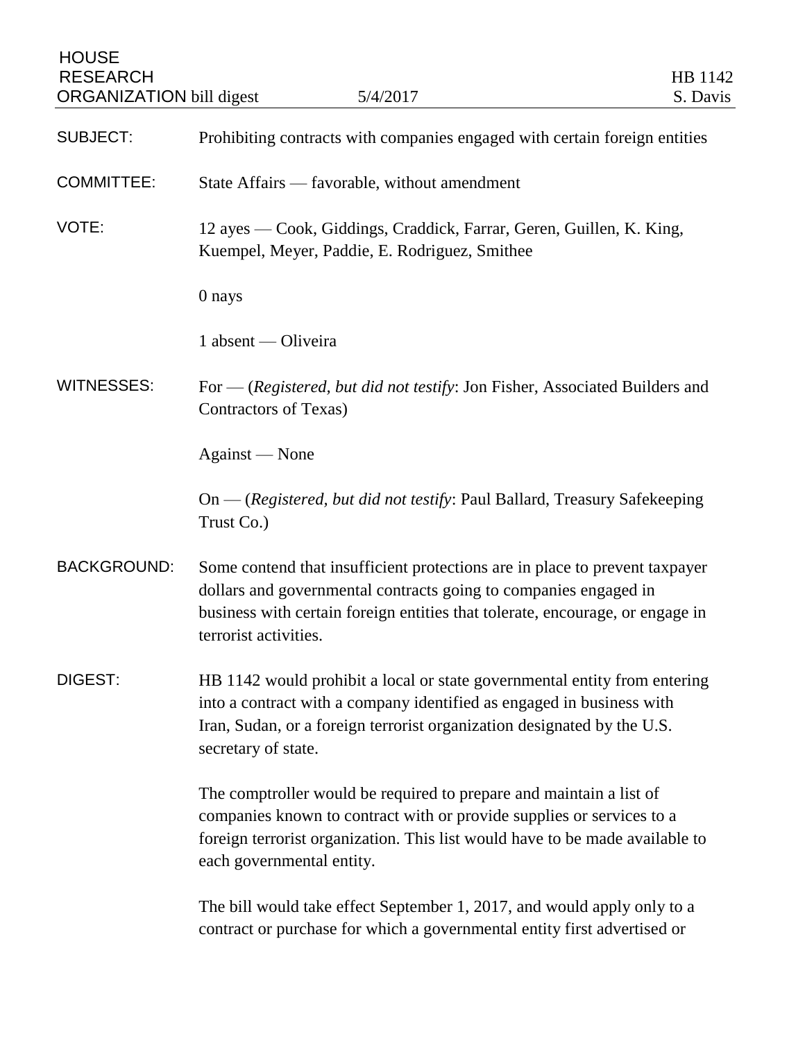HOUSE RESEARCH ORGANIZATION bill digest — 5/4/2017 — HB 1142, S. Davis

**SUBJECT:** Prohibiting contracts with companies engaged with certain foreign entities

**COMMITTEE:** State Affairs — favorable, without amendment

**VOTE:** 12 ayes — Cook, Giddings, Craddick, Farrar, Geren, Guillen, K. King, Kuempel, Meyer, Paddie, E. Rodriguez, Smithee

0 nays

1 absent — Oliveira

**WITNESSES:** For — (*Registered, but did not testify*: Jon Fisher, Associated Builders and Contractors of Texas)

Against — None

On — (*Registered, but did not testify*: Paul Ballard, Treasury Safekeeping Trust Co.)

**BACKGROUND:** Some contend that insufficient protections are in place to prevent taxpayer dollars and governmental contracts going to companies engaged in business with certain foreign entities that tolerate, encourage, or engage in terrorist activities.

**DIGEST:** HB 1142 would prohibit a local or state governmental entity from entering into a contract with a company identified as engaged in business with Iran, Sudan, or a foreign terrorist organization designated by the U.S. secretary of state.

The comptroller would be required to prepare and maintain a list of companies known to contract with or provide supplies or services to a foreign terrorist organization. This list would have to be made available to each governmental entity.

The bill would take effect September 1, 2017, and would apply only to a contract or purchase for which a governmental entity first advertised or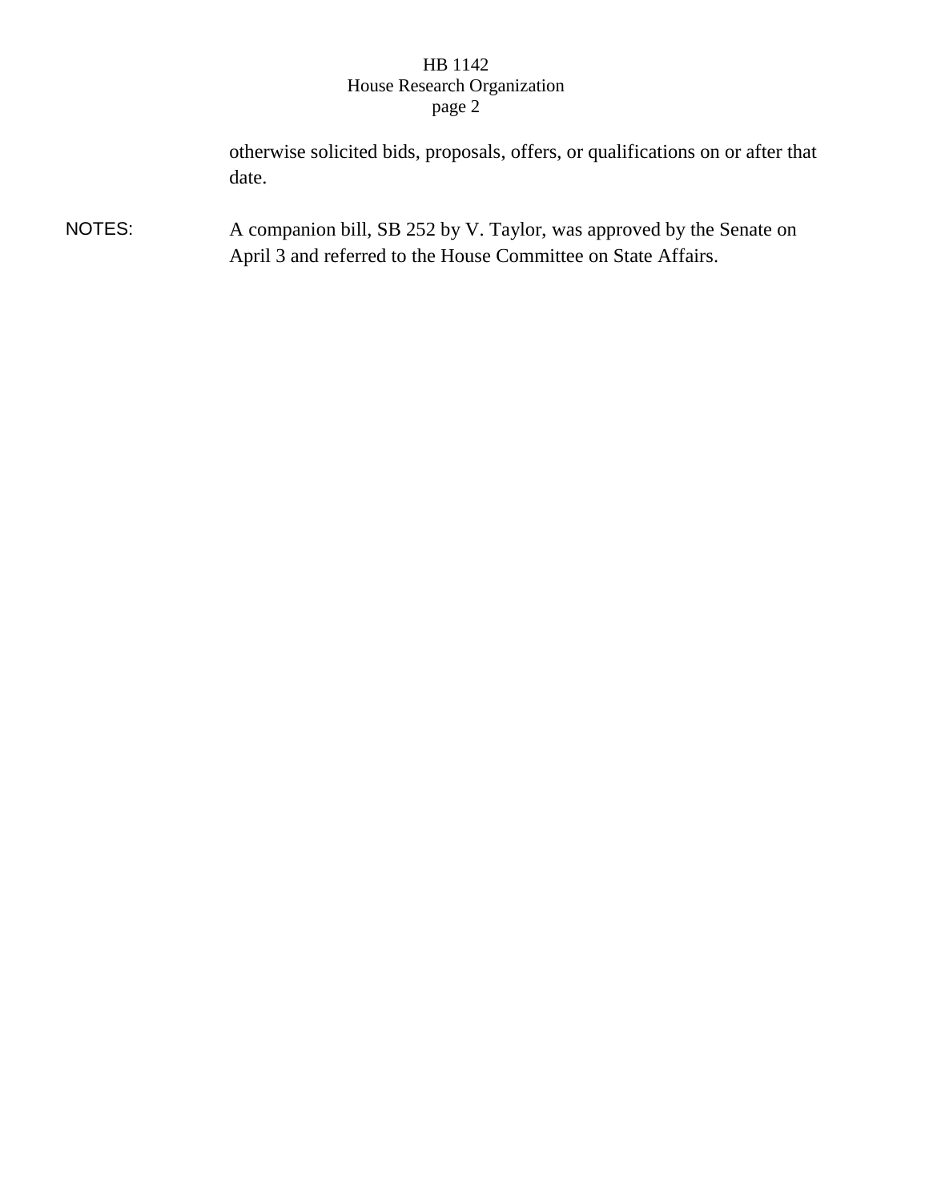otherwise solicited bids, proposals, offers, or qualifications on or after that date.

NOTES: A companion bill, SB 252 by V. Taylor, was approved by the Senate on April 3 and referred to the House Committee on State Affairs.